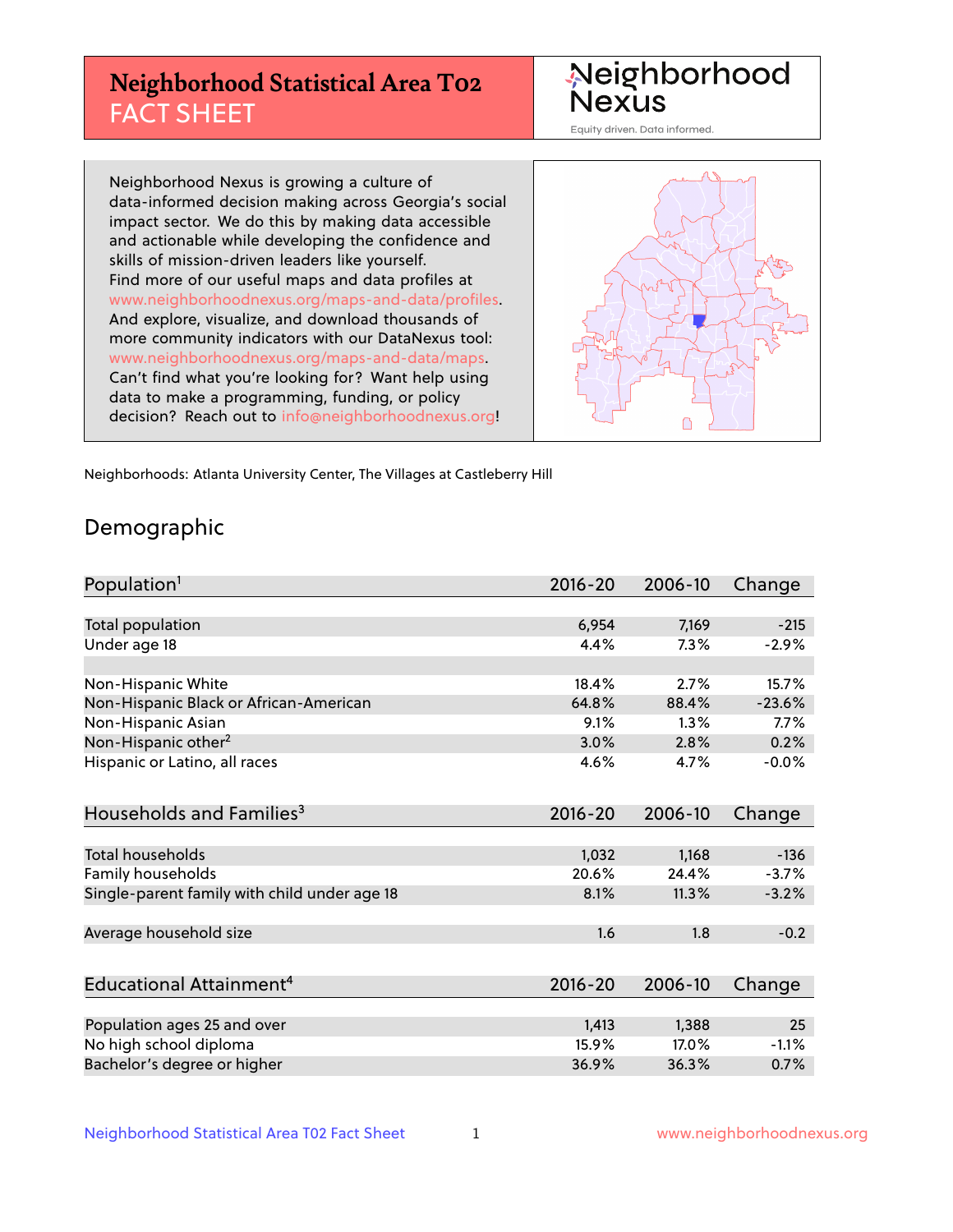# Neighborhood Statistical Area T02 FACT SHEET

Neighborhood Nexus
Equity driven. Data informed.

Neighborhood Nexus is growing a culture of data-informed decision making across Georgia's social impact sector. We do this by making data accessible and actionable while developing the confidence and skills of mission-driven leaders like yourself. Find more of our useful maps and data profiles at www.neighborhoodnexus.org/maps-and-data/profiles. And explore, visualize, and download thousands of more community indicators with our DataNexus tool: www.neighborhoodnexus.org/maps-and-data/maps. Can't find what you're looking for? Want help using data to make a programming, funding, or policy decision? Reach out to info@neighborhoodnexus.org!

Neighborhoods: Atlanta University Center, The Villages at Castleberry Hill

## Demographic

| Population[1] | 2016-20 | 2006-10 | Change |
|---|---|---|---|
| Total population | 6,954 | 7,169 | -215 |
| Under age 18 | 4.4% | 7.3% | -2.9% |
| | | | |
| Non-Hispanic White | 18.4% | 2.7% | 15.7% |
| Non-Hispanic Black or African-American | 64.8% | 88.4% | -23.6% |
| Non-Hispanic Asian | 9.1% | 1.3% | 7.7% |
| Non-Hispanic other[2] | 3.0% | 2.8% | 0.2% |
| Hispanic or Latino, all races | 4.6% | 4.7% | -0.0% |

| Households and Families[3] | 2016-20 | 2006-10 | Change |
|---|---|---|---|
| Total households | 1,032 | 1,168 | -136 |
| Family households | 20.6% | 24.4% | -3.7% |
| Single-parent family with child under age 18 | 8.1% | 11.3% | -3.2% |
| | | | |
| Average household size | 1.6 | 1.8 | -0.2 |

| Educational Attainment[4] | 2016-20 | 2006-10 | Change |
|---|---|---|---|
| Population ages 25 and over | 1,413 | 1,388 | 25 |
| No high school diploma | 15.9% | 17.0% | -1.1% |
| Bachelor's degree or higher | 36.9% | 36.3% | 0.7% |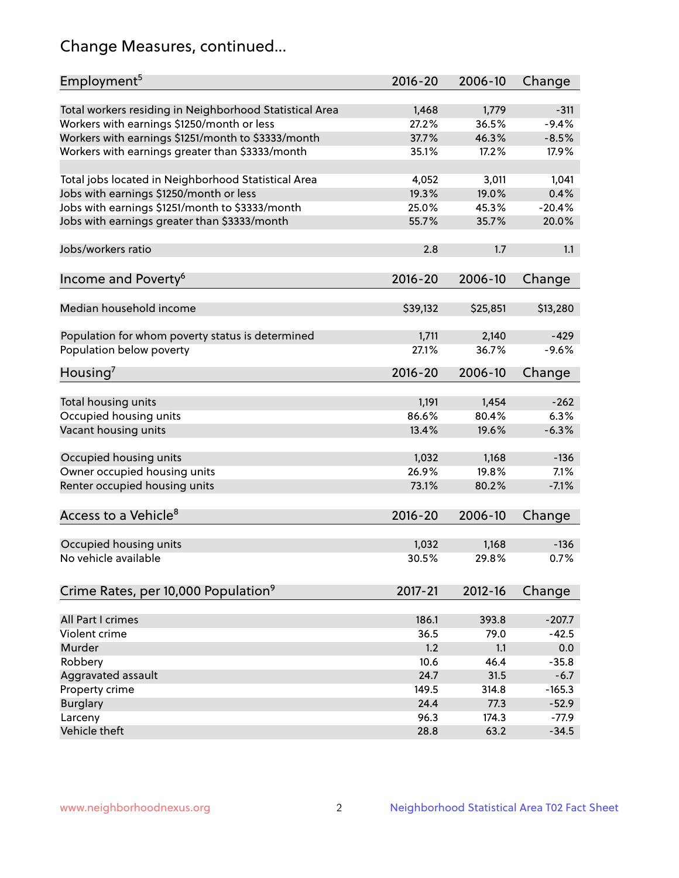# Change Measures, continued...

| Employment[5] | 2016-20 | 2006-10 | Change |
|---|---|---|---|
| Total workers residing in Neighborhood Statistical Area | 1,468 | 1,779 | -311 |
| Workers with earnings $1250/month or less | 27.2% | 36.5% | -9.4% |
| Workers with earnings $1251/month to $3333/month | 37.7% | 46.3% | -8.5% |
| Workers with earnings greater than $3333/month | 35.1% | 17.2% | 17.9% |
| | | | |
| Total jobs located in Neighborhood Statistical Area | 4,052 | 3,011 | 1,041 |
| Jobs with earnings $1250/month or less | 19.3% | 19.0% | 0.4% |
| Jobs with earnings $1251/month to $3333/month | 25.0% | 45.3% | -20.4% |
| Jobs with earnings greater than $3333/month | 55.7% | 35.7% | 20.0% |
| | | | |
| Jobs/workers ratio | 2.8 | 1.7 | 1.1 |

| Income and Poverty[6] | 2016-20 | 2006-10 | Change |
|---|---|---|---|
| Median household income | $39,132 | $25,851 | $13,280 |
| | | | |
| Population for whom poverty status is determined | 1,711 | 2,140 | -429 |
| Population below poverty | 27.1% | 36.7% | -9.6% |

| Housing[7] | 2016-20 | 2006-10 | Change |
|---|---|---|---|
| Total housing units | 1,191 | 1,454 | -262 |
| Occupied housing units | 86.6% | 80.4% | 6.3% |
| Vacant housing units | 13.4% | 19.6% | -6.3% |
| | | | |
| Occupied housing units | 1,032 | 1,168 | -136 |
| Owner occupied housing units | 26.9% | 19.8% | 7.1% |
| Renter occupied housing units | 73.1% | 80.2% | -7.1% |

| Access to a Vehicle[8] | 2016-20 | 2006-10 | Change |
|---|---|---|---|
| Occupied housing units | 1,032 | 1,168 | -136 |
| No vehicle available | 30.5% | 29.8% | 0.7% |

| Crime Rates, per 10,000 Population[9] | 2017-21 | 2012-16 | Change |
|---|---|---|---|
| All Part I crimes | 186.1 | 393.8 | -207.7 |
| Violent crime | 36.5 | 79.0 | -42.5 |
| Murder | 1.2 | 1.1 | 0.0 |
| Robbery | 10.6 | 46.4 | -35.8 |
| Aggravated assault | 24.7 | 31.5 | -6.7 |
| Property crime | 149.5 | 314.8 | -165.3 |
| Burglary | 24.4 | 77.3 | -52.9 |
| Larceny | 96.3 | 174.3 | -77.9 |
| Vehicle theft | 28.8 | 63.2 | -34.5 |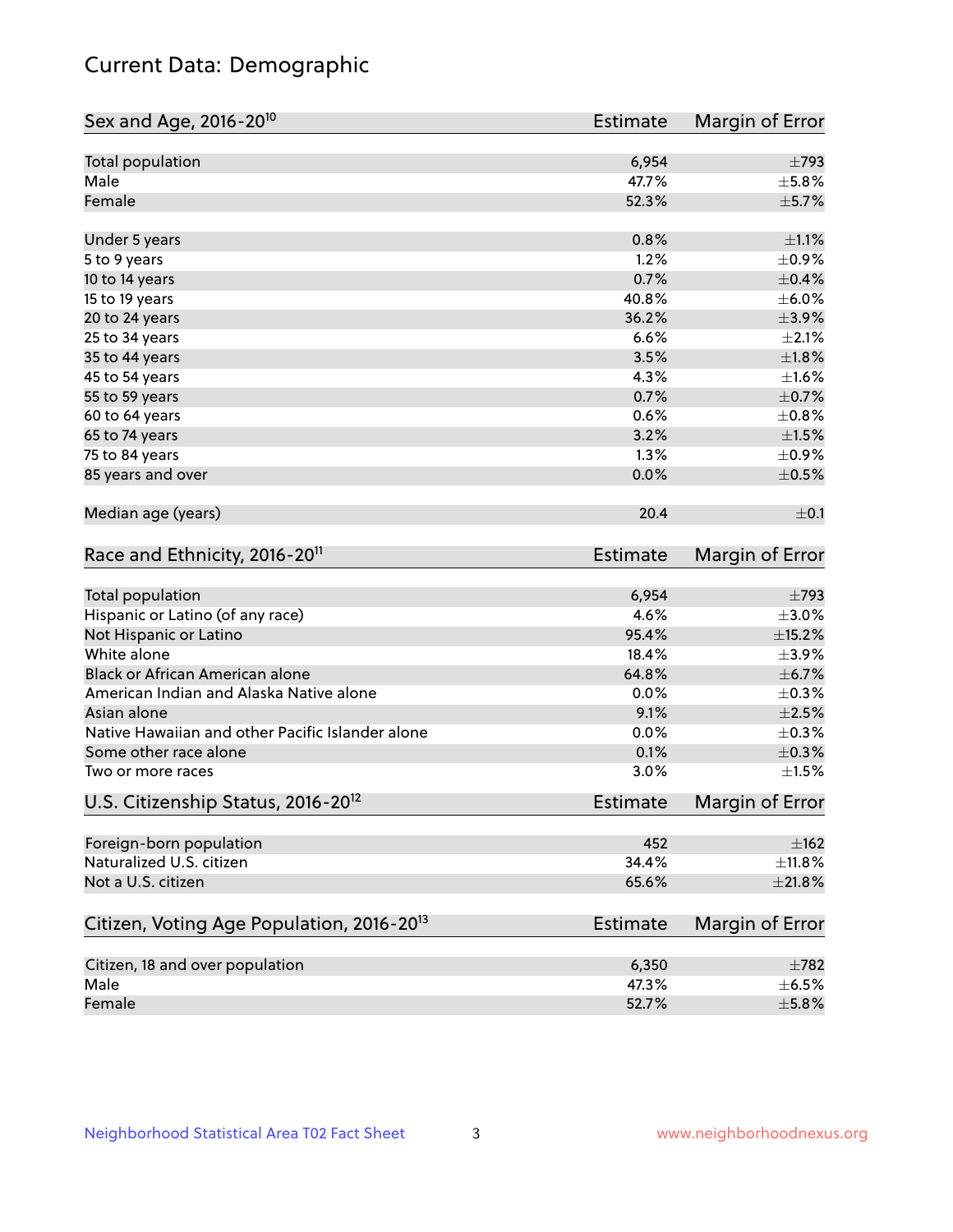# Current Data: Demographic

| Sex and Age, 2016-20[10] | Estimate | Margin of Error |
|---|---|---|
| Total population | 6,954 | ±793 |
| Male | 47.7% | ±5.8% |
| Female | 52.3% | ±5.7% |
| Under 5 years | 0.8% | ±1.1% |
| 5 to 9 years | 1.2% | ±0.9% |
| 10 to 14 years | 0.7% | ±0.4% |
| 15 to 19 years | 40.8% | ±6.0% |
| 20 to 24 years | 36.2% | ±3.9% |
| 25 to 34 years | 6.6% | ±2.1% |
| 35 to 44 years | 3.5% | ±1.8% |
| 45 to 54 years | 4.3% | ±1.6% |
| 55 to 59 years | 0.7% | ±0.7% |
| 60 to 64 years | 0.6% | ±0.8% |
| 65 to 74 years | 3.2% | ±1.5% |
| 75 to 84 years | 1.3% | ±0.9% |
| 85 years and over | 0.0% | ±0.5% |
| Median age (years) | 20.4 | ±0.1 |

| Race and Ethnicity, 2016-20[11] | Estimate | Margin of Error |
|---|---|---|
| Total population | 6,954 | ±793 |
| Hispanic or Latino (of any race) | 4.6% | ±3.0% |
| Not Hispanic or Latino | 95.4% | ±15.2% |
| White alone | 18.4% | ±3.9% |
| Black or African American alone | 64.8% | ±6.7% |
| American Indian and Alaska Native alone | 0.0% | ±0.3% |
| Asian alone | 9.1% | ±2.5% |
| Native Hawaiian and other Pacific Islander alone | 0.0% | ±0.3% |
| Some other race alone | 0.1% | ±0.3% |
| Two or more races | 3.0% | ±1.5% |

| U.S. Citizenship Status, 2016-20[12] | Estimate | Margin of Error |
|---|---|---|
| Foreign-born population | 452 | ±162 |
| Naturalized U.S. citizen | 34.4% | ±11.8% |
| Not a U.S. citizen | 65.6% | ±21.8% |

| Citizen, Voting Age Population, 2016-20[13] | Estimate | Margin of Error |
|---|---|---|
| Citizen, 18 and over population | 6,350 | ±782 |
| Male | 47.3% | ±6.5% |
| Female | 52.7% | ±5.8% |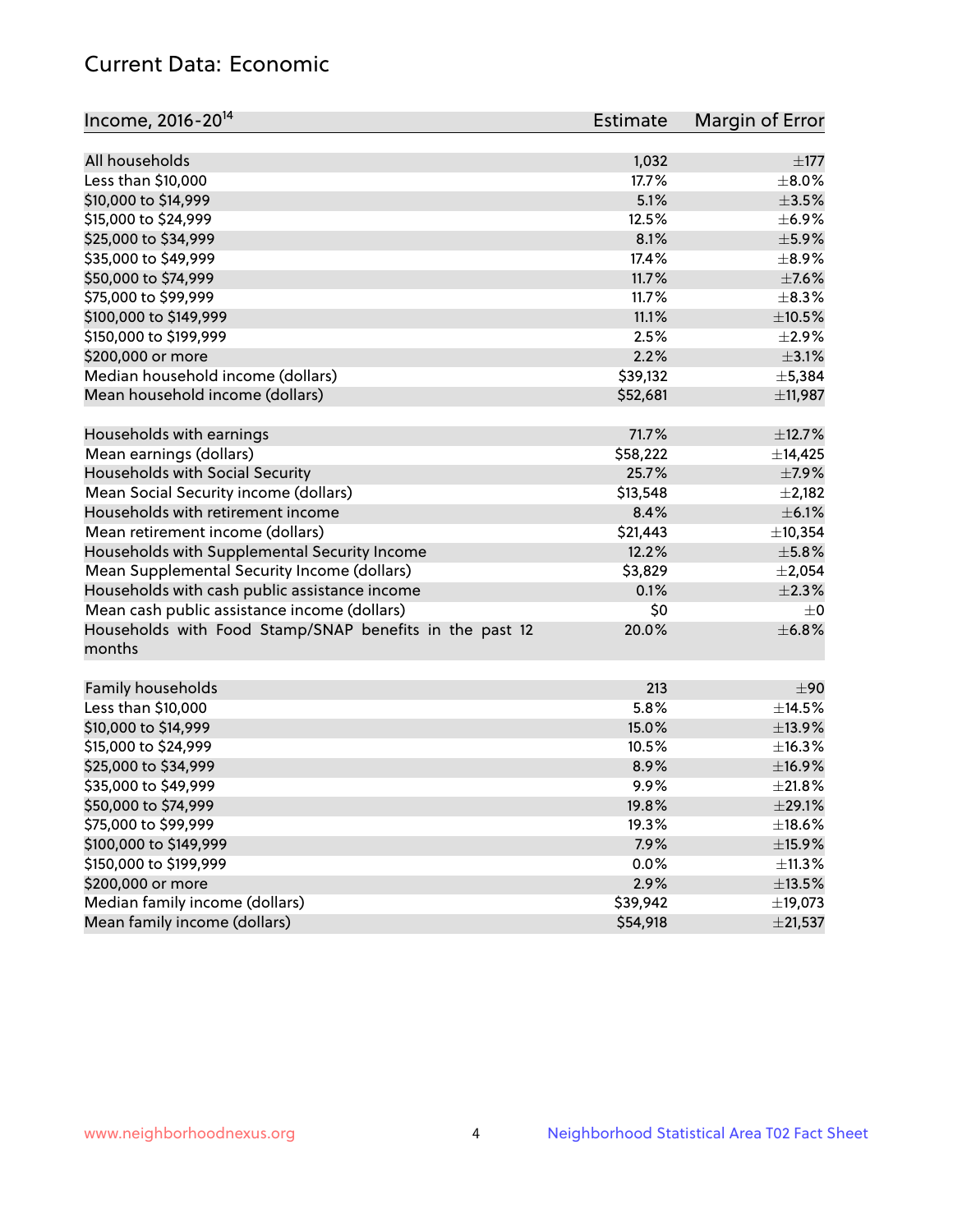## Current Data: Economic

| Income, 2016-20[14] | Estimate | Margin of Error |
|---|---|---|
| All households | 1,032 | ±177 |
| Less than $10,000 | 17.7% | ±8.0% |
| $10,000 to $14,999 | 5.1% | ±3.5% |
| $15,000 to $24,999 | 12.5% | ±6.9% |
| $25,000 to $34,999 | 8.1% | ±5.9% |
| $35,000 to $49,999 | 17.4% | ±8.9% |
| $50,000 to $74,999 | 11.7% | ±7.6% |
| $75,000 to $99,999 | 11.7% | ±8.3% |
| $100,000 to $149,999 | 11.1% | ±10.5% |
| $150,000 to $199,999 | 2.5% | ±2.9% |
| $200,000 or more | 2.2% | ±3.1% |
| Median household income (dollars) | $39,132 | ±5,384 |
| Mean household income (dollars) | $52,681 | ±11,987 |
| | | |
| Households with earnings | 71.7% | ±12.7% |
| Mean earnings (dollars) | $58,222 | ±14,425 |
| Households with Social Security | 25.7% | ±7.9% |
| Mean Social Security income (dollars) | $13,548 | ±2,182 |
| Households with retirement income | 8.4% | ±6.1% |
| Mean retirement income (dollars) | $21,443 | ±10,354 |
| Households with Supplemental Security Income | 12.2% | ±5.8% |
| Mean Supplemental Security Income (dollars) | $3,829 | ±2,054 |
| Households with cash public assistance income | 0.1% | ±2.3% |
| Mean cash public assistance income (dollars) | $0 | ±0 |
| Households with Food Stamp/SNAP benefits in the past 12 months | 20.0% | ±6.8% |
| | | |
| Family households | 213 | ±90 |
| Less than $10,000 | 5.8% | ±14.5% |
| $10,000 to $14,999 | 15.0% | ±13.9% |
| $15,000 to $24,999 | 10.5% | ±16.3% |
| $25,000 to $34,999 | 8.9% | ±16.9% |
| $35,000 to $49,999 | 9.9% | ±21.8% |
| $50,000 to $74,999 | 19.8% | ±29.1% |
| $75,000 to $99,999 | 19.3% | ±18.6% |
| $100,000 to $149,999 | 7.9% | ±15.9% |
| $150,000 to $199,999 | 0.0% | ±11.3% |
| $200,000 or more | 2.9% | ±13.5% |
| Median family income (dollars) | $39,942 | ±19,073 |
| Mean family income (dollars) | $54,918 | ±21,537 |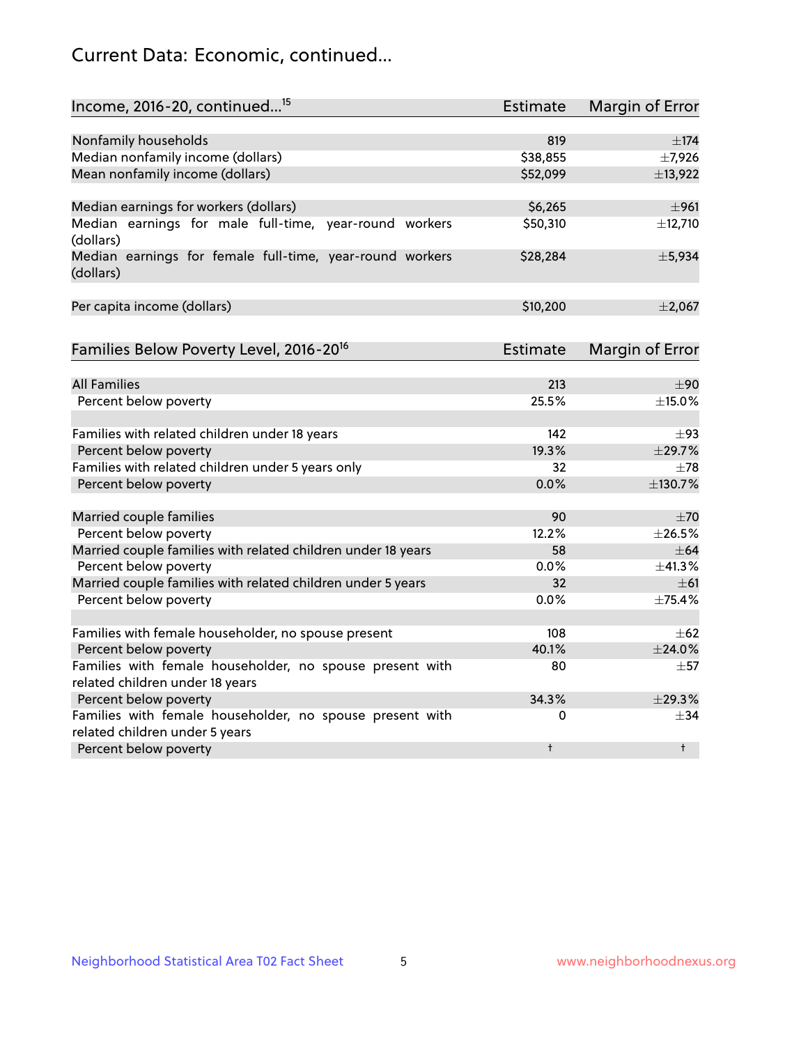## Current Data: Economic, continued...

| Income, 2016-20, continued...[15] | Estimate | Margin of Error |
|---|---|---|
| Nonfamily households | 819 | ±174 |
| Median nonfamily income (dollars) | $38,855 | ±7,926 |
| Mean nonfamily income (dollars) | $52,099 | ±13,922 |
| Median earnings for workers (dollars) | $6,265 | ±961 |
| Median earnings for male full-time, year-round workers (dollars) | $50,310 | ±12,710 |
| Median earnings for female full-time, year-round workers (dollars) | $28,284 | ±5,934 |
| Per capita income (dollars) | $10,200 | ±2,067 |

| Families Below Poverty Level, 2016-20[16] | Estimate | Margin of Error |
|---|---|---|
| All Families | 213 | ±90 |
| Percent below poverty | 25.5% | ±15.0% |
| Families with related children under 18 years | 142 | ±93 |
| Percent below poverty | 19.3% | ±29.7% |
| Families with related children under 5 years only | 32 | ±78 |
| Percent below poverty | 0.0% | ±130.7% |
| Married couple families | 90 | ±70 |
| Percent below poverty | 12.2% | ±26.5% |
| Married couple families with related children under 18 years | 58 | ±64 |
| Percent below poverty | 0.0% | ±41.3% |
| Married couple families with related children under 5 years | 32 | ±61 |
| Percent below poverty | 0.0% | ±75.4% |
| Families with female householder, no spouse present | 108 | ±62 |
| Percent below poverty | 40.1% | ±24.0% |
| Families with female householder, no spouse present with related children under 18 years | 80 | ±57 |
| Percent below poverty | 34.3% | ±29.3% |
| Families with female householder, no spouse present with related children under 5 years | 0 | ±34 |
| Percent below poverty | † | † |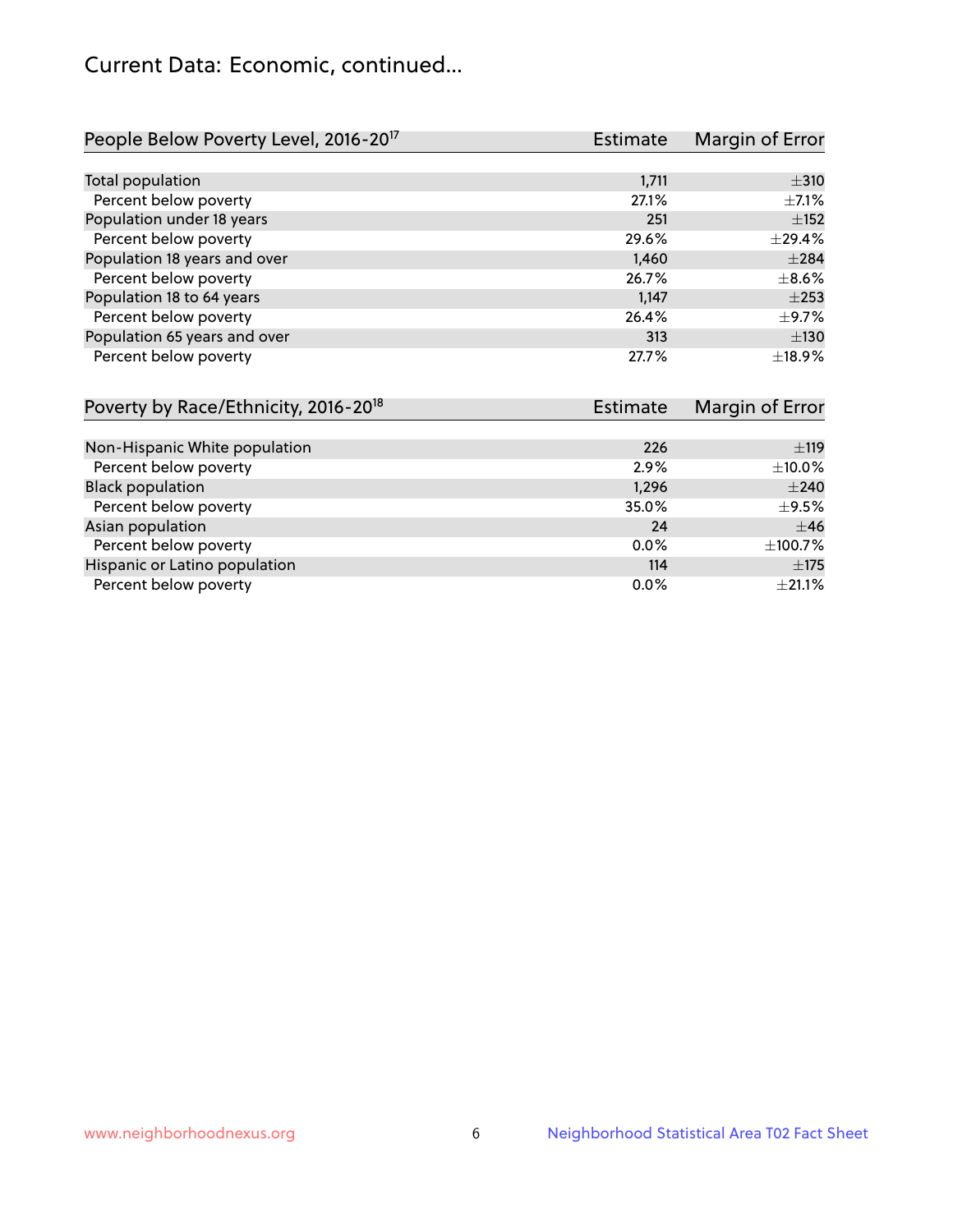# Current Data: Economic, continued...

| People Below Poverty Level, 2016-20[17] | Estimate | Margin of Error |
|---|---|---|
| Total population | 1,711 | ±310 |
| Percent below poverty | 27.1% | ±7.1% |
| Population under 18 years | 251 | ±152 |
| Percent below poverty | 29.6% | ±29.4% |
| Population 18 years and over | 1,460 | ±284 |
| Percent below poverty | 26.7% | ±8.6% |
| Population 18 to 64 years | 1,147 | ±253 |
| Percent below poverty | 26.4% | ±9.7% |
| Population 65 years and over | 313 | ±130 |
| Percent below poverty | 27.7% | ±18.9% |

| Poverty by Race/Ethnicity, 2016-20[18] | Estimate | Margin of Error |
|---|---|---|
| Non-Hispanic White population | 226 | ±119 |
| Percent below poverty | 2.9% | ±10.0% |
| Black population | 1,296 | ±240 |
| Percent below poverty | 35.0% | ±9.5% |
| Asian population | 24 | ±46 |
| Percent below poverty | 0.0% | ±100.7% |
| Hispanic or Latino population | 114 | ±175 |
| Percent below poverty | 0.0% | ±21.1% |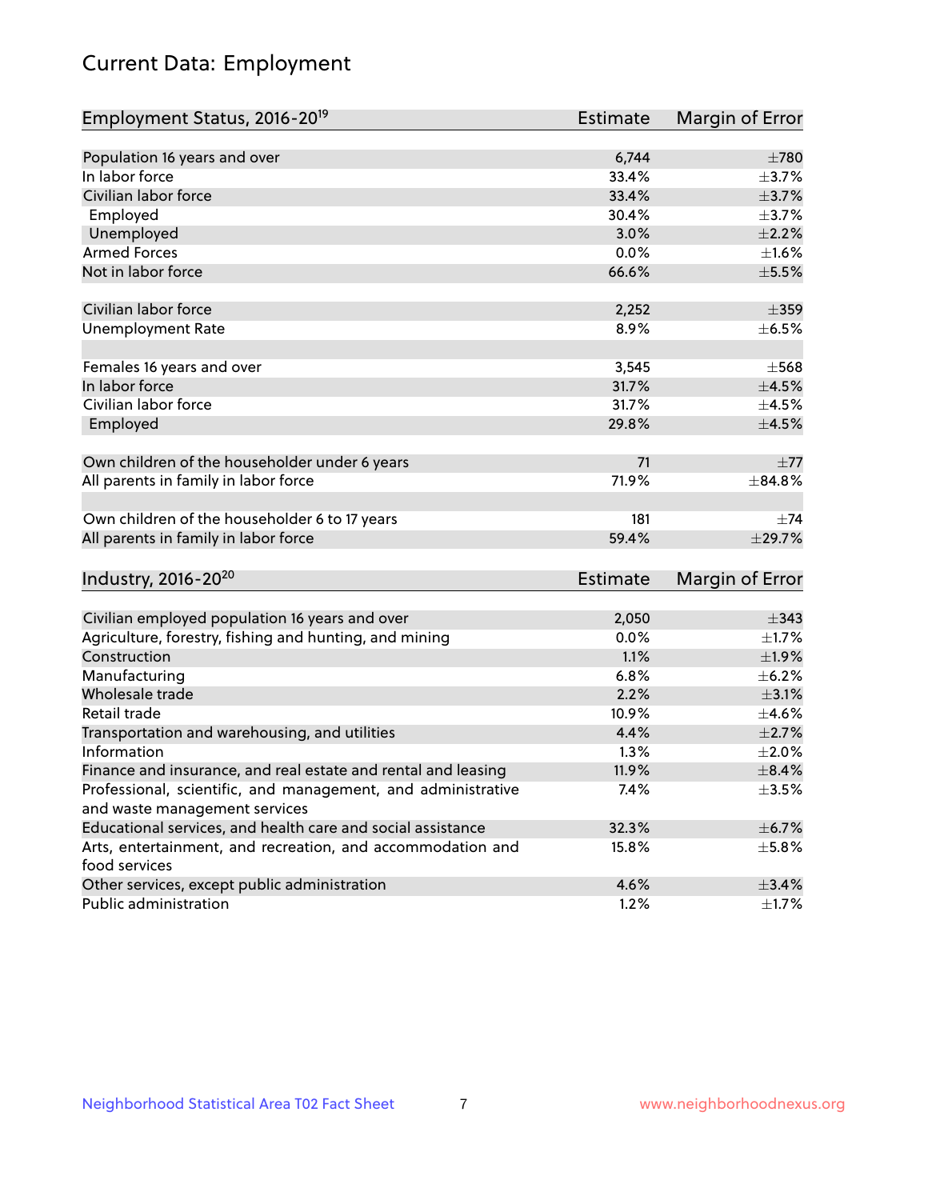# Current Data: Employment

| Employment Status, 2016-20[19] | Estimate | Margin of Error |
|---|---|---|
| Population 16 years and over | 6,744 | ±780 |
| In labor force | 33.4% | ±3.7% |
| Civilian labor force | 33.4% | ±3.7% |
| Employed | 30.4% | ±3.7% |
| Unemployed | 3.0% | ±2.2% |
| Armed Forces | 0.0% | ±1.6% |
| Not in labor force | 66.6% | ±5.5% |
| | | |
| Civilian labor force | 2,252 | ±359 |
| Unemployment Rate | 8.9% | ±6.5% |
| | | |
| Females 16 years and over | 3,545 | ±568 |
| In labor force | 31.7% | ±4.5% |
| Civilian labor force | 31.7% | ±4.5% |
| Employed | 29.8% | ±4.5% |
| | | |
| Own children of the householder under 6 years | 71 | ±77 |
| All parents in family in labor force | 71.9% | ±84.8% |
| | | |
| Own children of the householder 6 to 17 years | 181 | ±74 |
| All parents in family in labor force | 59.4% | ±29.7% |

| Industry, 2016-20[20] | Estimate | Margin of Error |
|---|---|---|
| Civilian employed population 16 years and over | 2,050 | ±343 |
| Agriculture, forestry, fishing and hunting, and mining | 0.0% | ±1.7% |
| Construction | 1.1% | ±1.9% |
| Manufacturing | 6.8% | ±6.2% |
| Wholesale trade | 2.2% | ±3.1% |
| Retail trade | 10.9% | ±4.6% |
| Transportation and warehousing, and utilities | 4.4% | ±2.7% |
| Information | 1.3% | ±2.0% |
| Finance and insurance, and real estate and rental and leasing | 11.9% | ±8.4% |
| Professional, scientific, and management, and administrative and waste management services | 7.4% | ±3.5% |
| Educational services, and health care and social assistance | 32.3% | ±6.7% |
| Arts, entertainment, and recreation, and accommodation and food services | 15.8% | ±5.8% |
| Other services, except public administration | 4.6% | ±3.4% |
| Public administration | 1.2% | ±1.7% |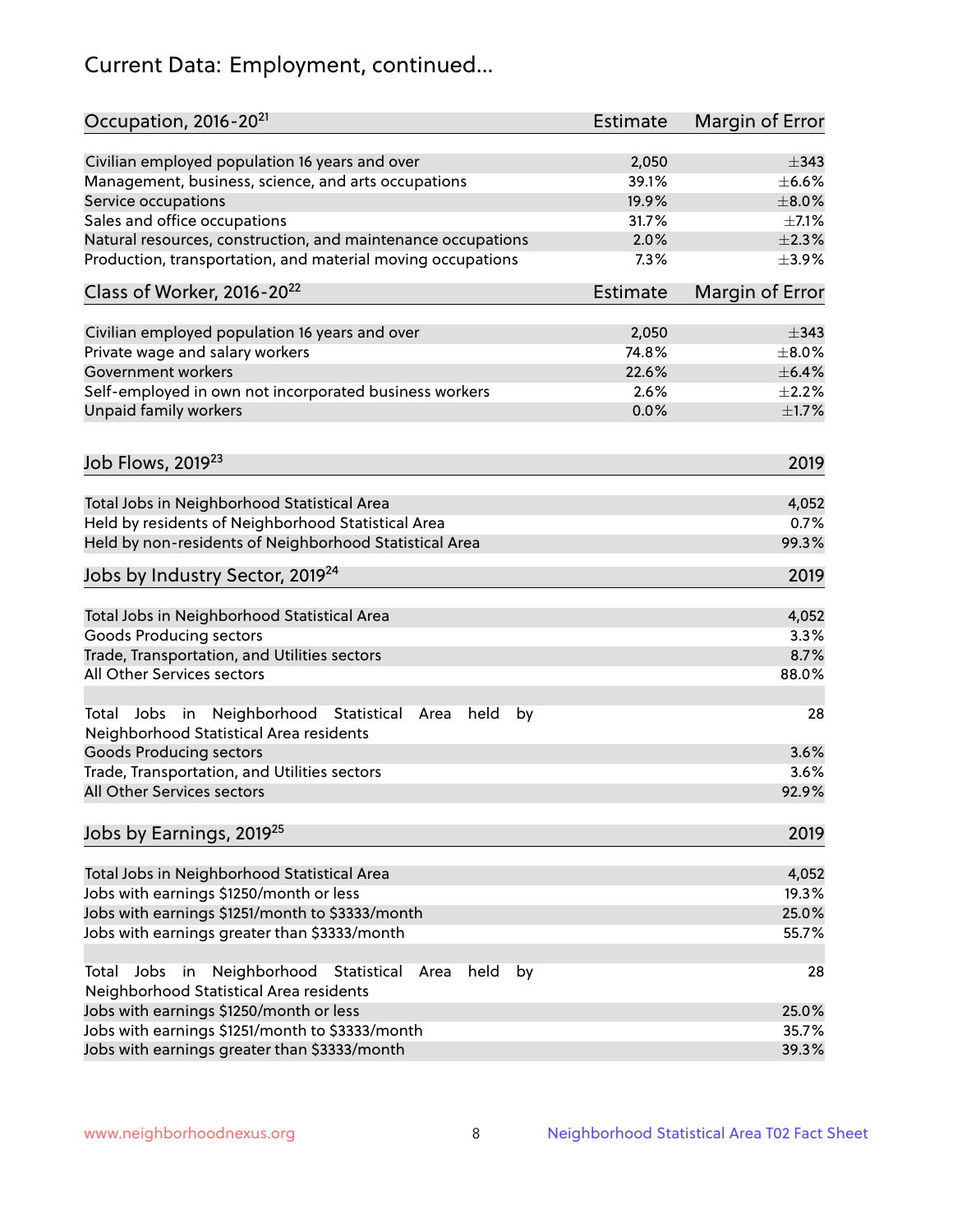# Current Data: Employment, continued...

| Occupation, 2016-20[21] | Estimate | Margin of Error |
|---|---|---|
| Civilian employed population 16 years and over | 2,050 | ±343 |
| Management, business, science, and arts occupations | 39.1% | ±6.6% |
| Service occupations | 19.9% | ±8.0% |
| Sales and office occupations | 31.7% | ±7.1% |
| Natural resources, construction, and maintenance occupations | 2.0% | ±2.3% |
| Production, transportation, and material moving occupations | 7.3% | ±3.9% |

| Class of Worker, 2016-20[22] | Estimate | Margin of Error |
|---|---|---|
| Civilian employed population 16 years and over | 2,050 | ±343 |
| Private wage and salary workers | 74.8% | ±8.0% |
| Government workers | 22.6% | ±6.4% |
| Self-employed in own not incorporated business workers | 2.6% | ±2.2% |
| Unpaid family workers | 0.0% | ±1.7% |

| Job Flows, 2019[23] | 2019 |
|---|---|
| Total Jobs in Neighborhood Statistical Area | 4,052 |
| Held by residents of Neighborhood Statistical Area | 0.7% |
| Held by non-residents of Neighborhood Statistical Area | 99.3% |

| Jobs by Industry Sector, 2019[24] | 2019 |
|---|---|
| Total Jobs in Neighborhood Statistical Area | 4,052 |
| Goods Producing sectors | 3.3% |
| Trade, Transportation, and Utilities sectors | 8.7% |
| All Other Services sectors | 88.0% |
| | |
| Total Jobs in Neighborhood Statistical Area held by Neighborhood Statistical Area residents | 28 |
| Goods Producing sectors | 3.6% |
| Trade, Transportation, and Utilities sectors | 3.6% |
| All Other Services sectors | 92.9% |

| Jobs by Earnings, 2019[25] | 2019 |
|---|---|
| Total Jobs in Neighborhood Statistical Area | 4,052 |
| Jobs with earnings $1250/month or less | 19.3% |
| Jobs with earnings $1251/month to $3333/month | 25.0% |
| Jobs with earnings greater than $3333/month | 55.7% |
| | |
| Total Jobs in Neighborhood Statistical Area held by Neighborhood Statistical Area residents | 28 |
| Jobs with earnings $1250/month or less | 25.0% |
| Jobs with earnings $1251/month to $3333/month | 35.7% |
| Jobs with earnings greater than $3333/month | 39.3% |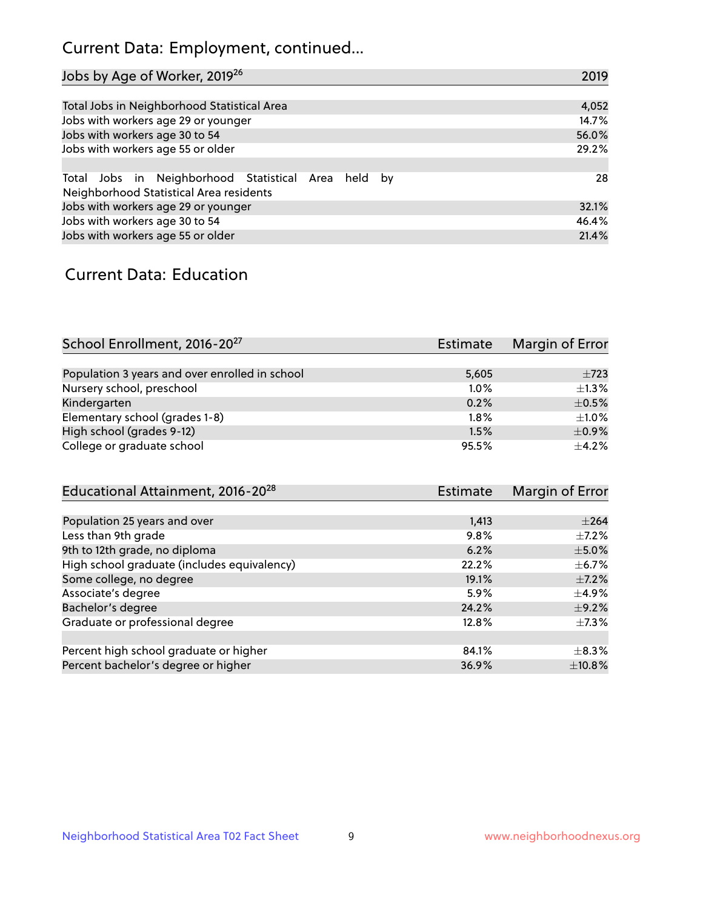# Current Data: Employment, continued...

| Jobs by Age of Worker, 2019[26] | 2019 |
| --- | --- |
| Total Jobs in Neighborhood Statistical Area | 4,052 |
| Jobs with workers age 29 or younger | 14.7% |
| Jobs with workers age 30 to 54 | 56.0% |
| Jobs with workers age 55 or older | 29.2% |
| | |
| Total Jobs in Neighborhood Statistical Area held by Neighborhood Statistical Area residents | 28 |
| Jobs with workers age 29 or younger | 32.1% |
| Jobs with workers age 30 to 54 | 46.4% |
| Jobs with workers age 55 or older | 21.4% |

# Current Data: Education

| School Enrollment, 2016-20[27] | Estimate | Margin of Error |
| --- | --- | --- |
| Population 3 years and over enrolled in school | 5,605 | ±723 |
| Nursery school, preschool | 1.0% | ±1.3% |
| Kindergarten | 0.2% | ±0.5% |
| Elementary school (grades 1-8) | 1.8% | ±1.0% |
| High school (grades 9-12) | 1.5% | ±0.9% |
| College or graduate school | 95.5% | ±4.2% |

| Educational Attainment, 2016-20[28] | Estimate | Margin of Error |
| --- | --- | --- |
| Population 25 years and over | 1,413 | ±264 |
| Less than 9th grade | 9.8% | ±7.2% |
| 9th to 12th grade, no diploma | 6.2% | ±5.0% |
| High school graduate (includes equivalency) | 22.2% | ±6.7% |
| Some college, no degree | 19.1% | ±7.2% |
| Associate's degree | 5.9% | ±4.9% |
| Bachelor's degree | 24.2% | ±9.2% |
| Graduate or professional degree | 12.8% | ±7.3% |
| | | |
| Percent high school graduate or higher | 84.1% | ±8.3% |
| Percent bachelor's degree or higher | 36.9% | ±10.8% |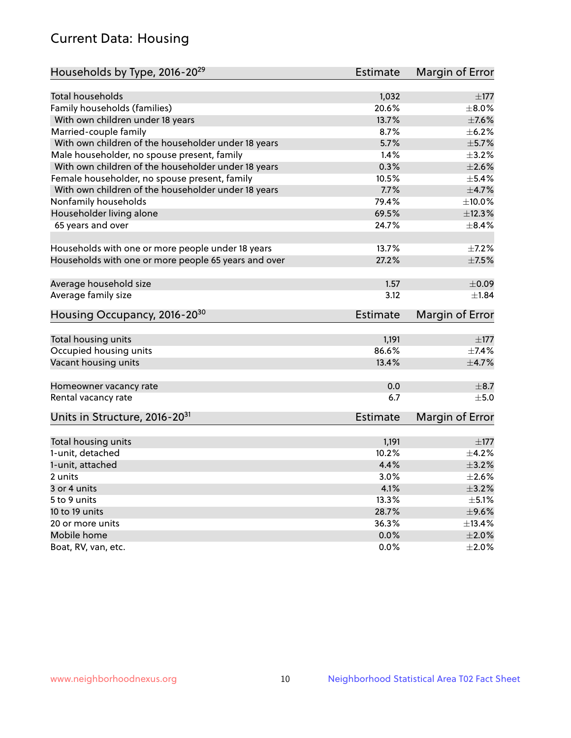# Current Data: Housing

| Households by Type, 2016-20[29] | Estimate | Margin of Error |
|---|---|---|
| Total households | 1,032 | ±177 |
| Family households (families) | 20.6% | ±8.0% |
| With own children under 18 years | 13.7% | ±7.6% |
| Married-couple family | 8.7% | ±6.2% |
| With own children of the householder under 18 years | 5.7% | ±5.7% |
| Male householder, no spouse present, family | 1.4% | ±3.2% |
| With own children of the householder under 18 years | 0.3% | ±2.6% |
| Female householder, no spouse present, family | 10.5% | ±5.4% |
| With own children of the householder under 18 years | 7.7% | ±4.7% |
| Nonfamily households | 79.4% | ±10.0% |
| Householder living alone | 69.5% | ±12.3% |
| 65 years and over | 24.7% | ±8.4% |
| Households with one or more people under 18 years | 13.7% | ±7.2% |
| Households with one or more people 65 years and over | 27.2% | ±7.5% |
| Average household size | 1.57 | ±0.09 |
| Average family size | 3.12 | ±1.84 |

| Housing Occupancy, 2016-20[30] | Estimate | Margin of Error |
|---|---|---|
| Total housing units | 1,191 | ±177 |
| Occupied housing units | 86.6% | ±7.4% |
| Vacant housing units | 13.4% | ±4.7% |
| Homeowner vacancy rate | 0.0 | ±8.7 |
| Rental vacancy rate | 6.7 | ±5.0 |

| Units in Structure, 2016-20[31] | Estimate | Margin of Error |
|---|---|---|
| Total housing units | 1,191 | ±177 |
| 1-unit, detached | 10.2% | ±4.2% |
| 1-unit, attached | 4.4% | ±3.2% |
| 2 units | 3.0% | ±2.6% |
| 3 or 4 units | 4.1% | ±3.2% |
| 5 to 9 units | 13.3% | ±5.1% |
| 10 to 19 units | 28.7% | ±9.6% |
| 20 or more units | 36.3% | ±13.4% |
| Mobile home | 0.0% | ±2.0% |
| Boat, RV, van, etc. | 0.0% | ±2.0% |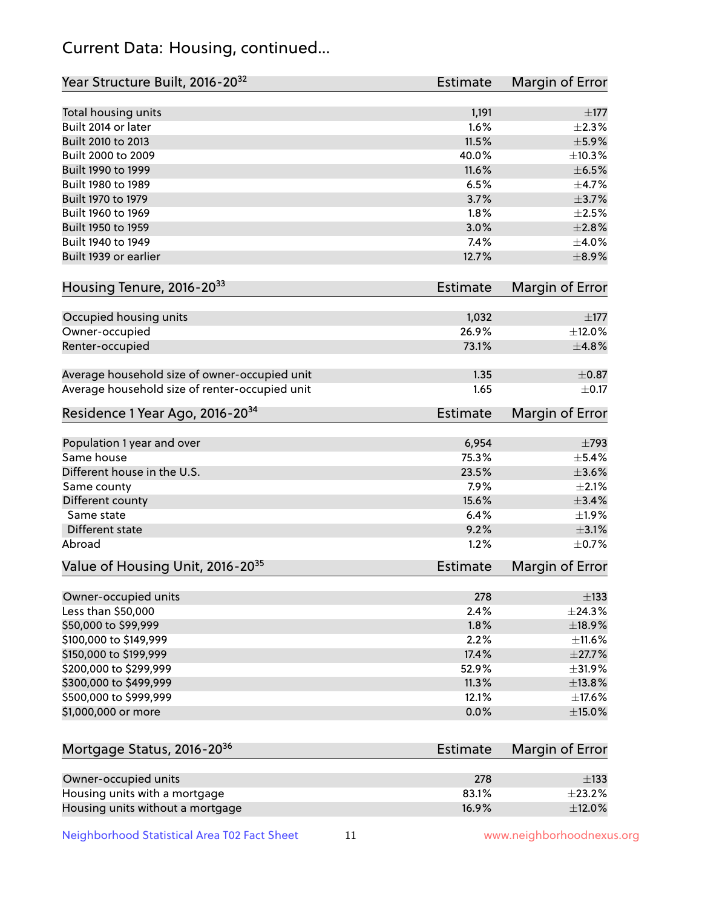# Current Data: Housing, continued...

| Year Structure Built, 2016-20[32] | Estimate | Margin of Error |
|---|---|---|
| Total housing units | 1,191 | ±177 |
| Built 2014 or later | 1.6% | ±2.3% |
| Built 2010 to 2013 | 11.5% | ±5.9% |
| Built 2000 to 2009 | 40.0% | ±10.3% |
| Built 1990 to 1999 | 11.6% | ±6.5% |
| Built 1980 to 1989 | 6.5% | ±4.7% |
| Built 1970 to 1979 | 3.7% | ±3.7% |
| Built 1960 to 1969 | 1.8% | ±2.5% |
| Built 1950 to 1959 | 3.0% | ±2.8% |
| Built 1940 to 1949 | 7.4% | ±4.0% |
| Built 1939 or earlier | 12.7% | ±8.9% |

| Housing Tenure, 2016-20[33] | Estimate | Margin of Error |
|---|---|---|
| Occupied housing units | 1,032 | ±177 |
| Owner-occupied | 26.9% | ±12.0% |
| Renter-occupied | 73.1% | ±4.8% |
| Average household size of owner-occupied unit | 1.35 | ±0.87 |
| Average household size of renter-occupied unit | 1.65 | ±0.17 |

| Residence 1 Year Ago, 2016-20[34] | Estimate | Margin of Error |
|---|---|---|
| Population 1 year and over | 6,954 | ±793 |
| Same house | 75.3% | ±5.4% |
| Different house in the U.S. | 23.5% | ±3.6% |
| Same county | 7.9% | ±2.1% |
| Different county | 15.6% | ±3.4% |
| Same state | 6.4% | ±1.9% |
| Different state | 9.2% | ±3.1% |
| Abroad | 1.2% | ±0.7% |

| Value of Housing Unit, 2016-20[35] | Estimate | Margin of Error |
|---|---|---|
| Owner-occupied units | 278 | ±133 |
| Less than $50,000 | 2.4% | ±24.3% |
| $50,000 to $99,999 | 1.8% | ±18.9% |
| $100,000 to $149,999 | 2.2% | ±11.6% |
| $150,000 to $199,999 | 17.4% | ±27.7% |
| $200,000 to $299,999 | 52.9% | ±31.9% |
| $300,000 to $499,999 | 11.3% | ±13.8% |
| $500,000 to $999,999 | 12.1% | ±17.6% |
| $1,000,000 or more | 0.0% | ±15.0% |

| Mortgage Status, 2016-20[36] | Estimate | Margin of Error |
|---|---|---|
| Owner-occupied units | 278 | ±133 |
| Housing units with a mortgage | 83.1% | ±23.2% |
| Housing units without a mortgage | 16.9% | ±12.0% |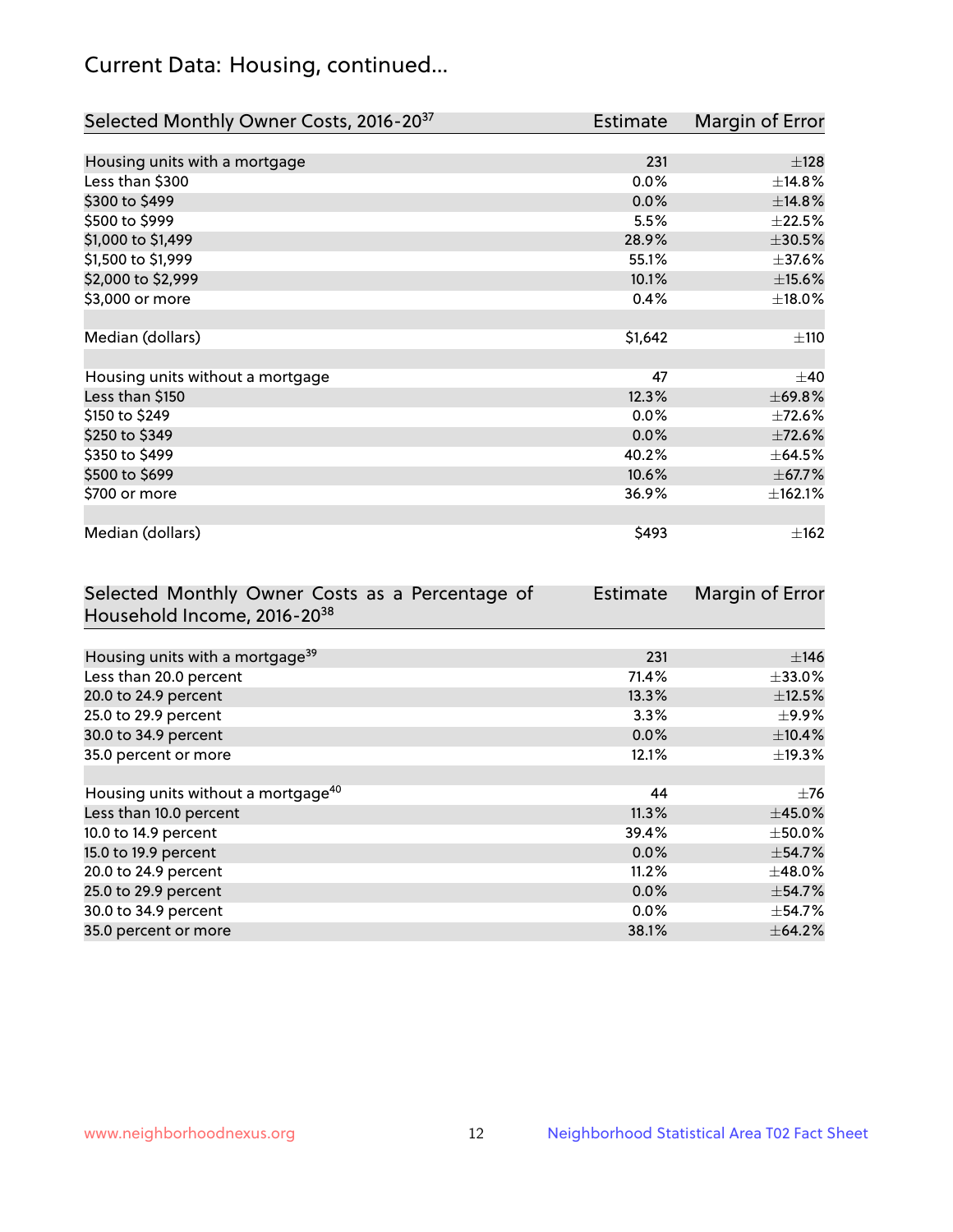## Current Data: Housing, continued...

| Selected Monthly Owner Costs, 2016-20[37] | Estimate | Margin of Error |
|---|---|---|
| Housing units with a mortgage | 231 | ±128 |
| Less than $300 | 0.0% | ±14.8% |
| $300 to $499 | 0.0% | ±14.8% |
| $500 to $999 | 5.5% | ±22.5% |
| $1,000 to $1,499 | 28.9% | ±30.5% |
| $1,500 to $1,999 | 55.1% | ±37.6% |
| $2,000 to $2,999 | 10.1% | ±15.6% |
| $3,000 or more | 0.4% | ±18.0% |
| | | |
| Median (dollars) | $1,642 | ±110 |
| | | |
| Housing units without a mortgage | 47 | ±40 |
| Less than $150 | 12.3% | ±69.8% |
| $150 to $249 | 0.0% | ±72.6% |
| $250 to $349 | 0.0% | ±72.6% |
| $350 to $499 | 40.2% | ±64.5% |
| $500 to $699 | 10.6% | ±67.7% |
| $700 or more | 36.9% | ±162.1% |
| | | |
| Median (dollars) | $493 | ±162 |

| Selected Monthly Owner Costs as a Percentage of Household Income, 2016-20[38] | Estimate | Margin of Error |
|---|---|---|
| Housing units with a mortgage[39] | 231 | ±146 |
| Less than 20.0 percent | 71.4% | ±33.0% |
| 20.0 to 24.9 percent | 13.3% | ±12.5% |
| 25.0 to 29.9 percent | 3.3% | ±9.9% |
| 30.0 to 34.9 percent | 0.0% | ±10.4% |
| 35.0 percent or more | 12.1% | ±19.3% |
| | | |
| Housing units without a mortgage[40] | 44 | ±76 |
| Less than 10.0 percent | 11.3% | ±45.0% |
| 10.0 to 14.9 percent | 39.4% | ±50.0% |
| 15.0 to 19.9 percent | 0.0% | ±54.7% |
| 20.0 to 24.9 percent | 11.2% | ±48.0% |
| 25.0 to 29.9 percent | 0.0% | ±54.7% |
| 30.0 to 34.9 percent | 0.0% | ±54.7% |
| 35.0 percent or more | 38.1% | ±64.2% |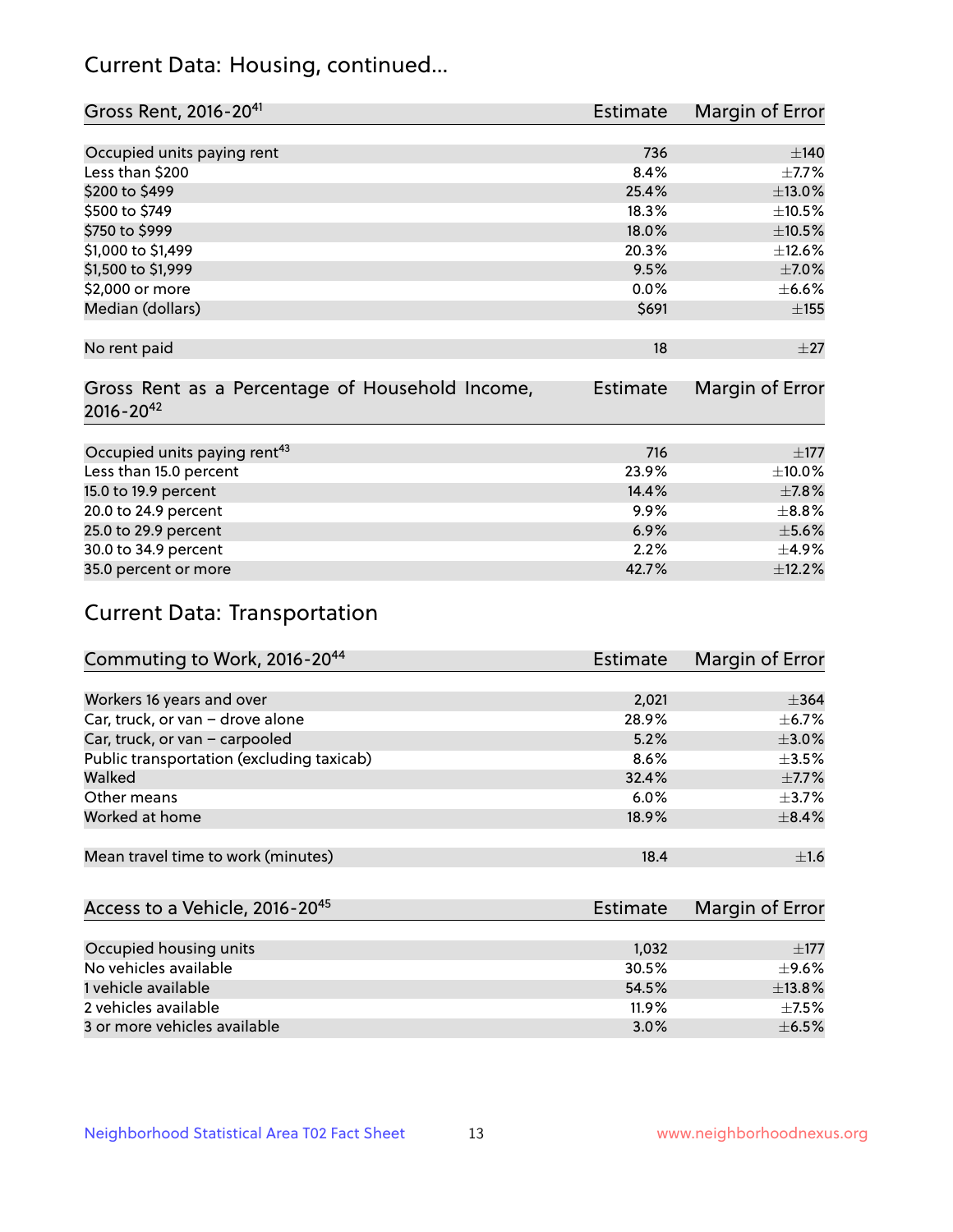## Current Data: Housing, continued...

| Gross Rent, 2016-20[41] | Estimate | Margin of Error |
|---|---|---|
| Occupied units paying rent | 736 | ±140 |
| Less than $200 | 8.4% | ±7.7% |
| $200 to $499 | 25.4% | ±13.0% |
| $500 to $749 | 18.3% | ±10.5% |
| $750 to $999 | 18.0% | ±10.5% |
| $1,000 to $1,499 | 20.3% | ±12.6% |
| $1,500 to $1,999 | 9.5% | ±7.0% |
| $2,000 or more | 0.0% | ±6.6% |
| Median (dollars) | $691 | ±155 |
| No rent paid | 18 | ±27 |

| Gross Rent as a Percentage of Household Income, 2016-20[42] | Estimate | Margin of Error |
|---|---|---|
| Occupied units paying rent[43] | 716 | ±177 |
| Less than 15.0 percent | 23.9% | ±10.0% |
| 15.0 to 19.9 percent | 14.4% | ±7.8% |
| 20.0 to 24.9 percent | 9.9% | ±8.8% |
| 25.0 to 29.9 percent | 6.9% | ±5.6% |
| 30.0 to 34.9 percent | 2.2% | ±4.9% |
| 35.0 percent or more | 42.7% | ±12.2% |

## Current Data: Transportation

| Commuting to Work, 2016-20[44] | Estimate | Margin of Error |
|---|---|---|
| Workers 16 years and over | 2,021 | ±364 |
| Car, truck, or van – drove alone | 28.9% | ±6.7% |
| Car, truck, or van – carpooled | 5.2% | ±3.0% |
| Public transportation (excluding taxicab) | 8.6% | ±3.5% |
| Walked | 32.4% | ±7.7% |
| Other means | 6.0% | ±3.7% |
| Worked at home | 18.9% | ±8.4% |
| Mean travel time to work (minutes) | 18.4 | ±1.6 |

| Access to a Vehicle, 2016-20[45] | Estimate | Margin of Error |
|---|---|---|
| Occupied housing units | 1,032 | ±177 |
| No vehicles available | 30.5% | ±9.6% |
| 1 vehicle available | 54.5% | ±13.8% |
| 2 vehicles available | 11.9% | ±7.5% |
| 3 or more vehicles available | 3.0% | ±6.5% |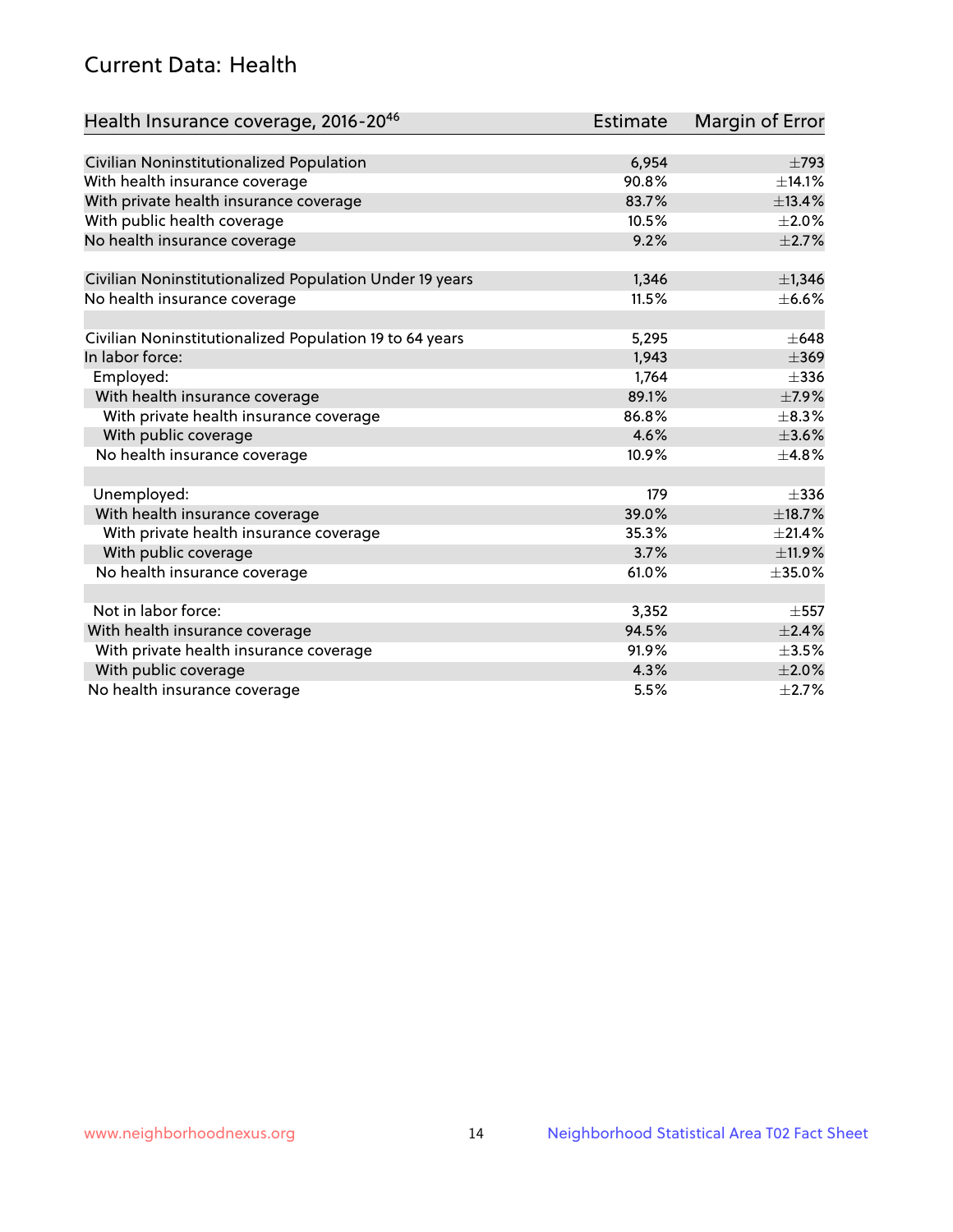## Current Data: Health

| Health Insurance coverage, 2016-20[46] | Estimate | Margin of Error |
|---|---|---|
| Civilian Noninstitutionalized Population | 6,954 | ±793 |
| With health insurance coverage | 90.8% | ±14.1% |
| With private health insurance coverage | 83.7% | ±13.4% |
| With public health coverage | 10.5% | ±2.0% |
| No health insurance coverage | 9.2% | ±2.7% |
| | | |
| Civilian Noninstitutionalized Population Under 19 years | 1,346 | ±1,346 |
| No health insurance coverage | 11.5% | ±6.6% |
| | | |
| Civilian Noninstitutionalized Population 19 to 64 years | 5,295 | ±648 |
| In labor force: | 1,943 | ±369 |
| Employed: | 1,764 | ±336 |
| With health insurance coverage | 89.1% | ±7.9% |
| With private health insurance coverage | 86.8% | ±8.3% |
| With public coverage | 4.6% | ±3.6% |
| No health insurance coverage | 10.9% | ±4.8% |
| | | |
| Unemployed: | 179 | ±336 |
| With health insurance coverage | 39.0% | ±18.7% |
| With private health insurance coverage | 35.3% | ±21.4% |
| With public coverage | 3.7% | ±11.9% |
| No health insurance coverage | 61.0% | ±35.0% |
| | | |
| Not in labor force: | 3,352 | ±557 |
| With health insurance coverage | 94.5% | ±2.4% |
| With private health insurance coverage | 91.9% | ±3.5% |
| With public coverage | 4.3% | ±2.0% |
| No health insurance coverage | 5.5% | ±2.7% |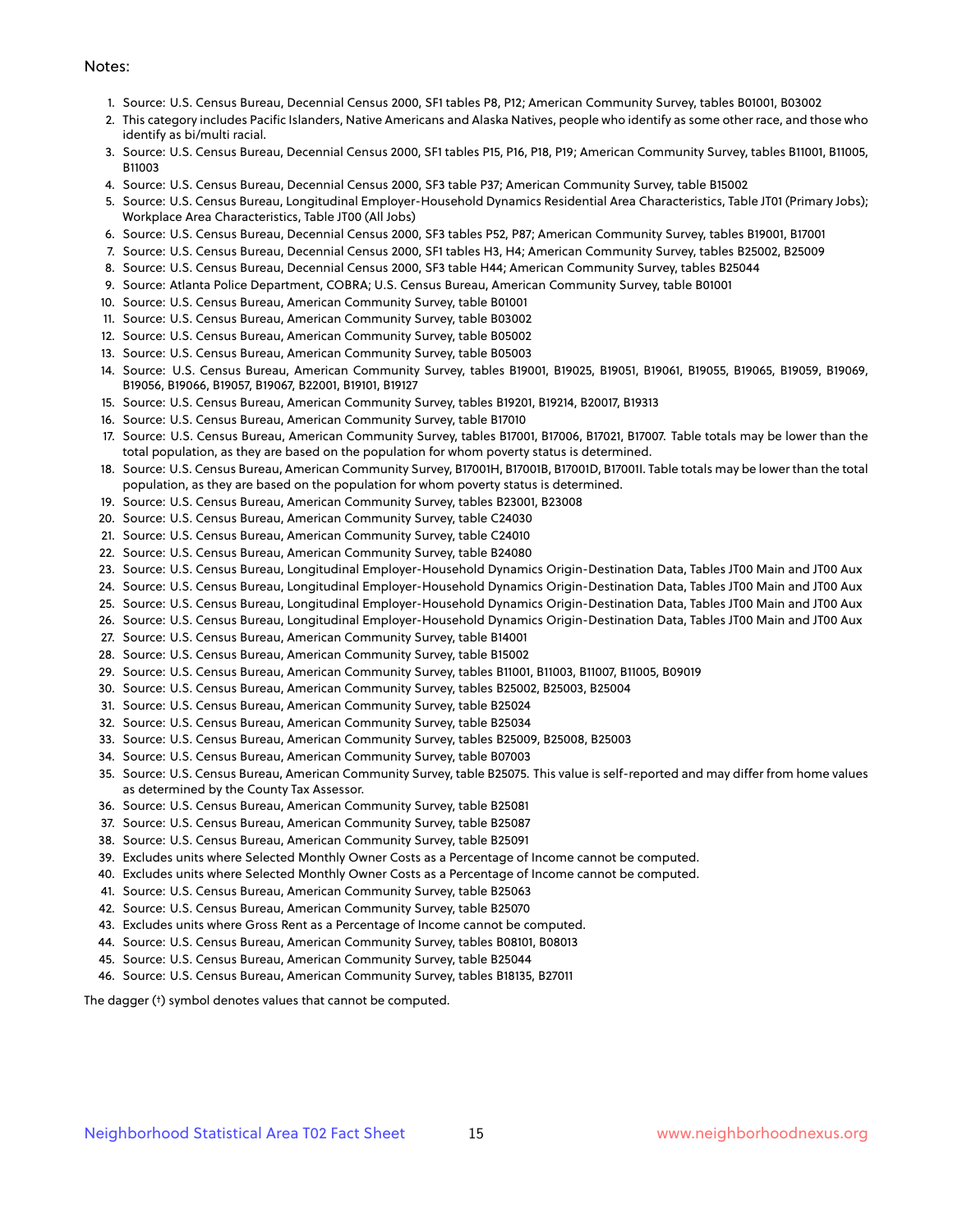Notes:

1. Source: U.S. Census Bureau, Decennial Census 2000, SF1 tables P8, P12; American Community Survey, tables B01001, B03002
2. This category includes Pacific Islanders, Native Americans and Alaska Natives, people who identify as some other race, and those who identify as bi/multi racial.
3. Source: U.S. Census Bureau, Decennial Census 2000, SF1 tables P15, P16, P18, P19; American Community Survey, tables B11001, B11005, B11003
4. Source: U.S. Census Bureau, Decennial Census 2000, SF3 table P37; American Community Survey, table B15002
5. Source: U.S. Census Bureau, Longitudinal Employer-Household Dynamics Residential Area Characteristics, Table JT01 (Primary Jobs); Workplace Area Characteristics, Table JT00 (All Jobs)
6. Source: U.S. Census Bureau, Decennial Census 2000, SF3 tables P52, P87; American Community Survey, tables B19001, B17001
7. Source: U.S. Census Bureau, Decennial Census 2000, SF1 tables H3, H4; American Community Survey, tables B25002, B25009
8. Source: U.S. Census Bureau, Decennial Census 2000, SF3 table H44; American Community Survey, tables B25044
9. Source: Atlanta Police Department, COBRA; U.S. Census Bureau, American Community Survey, table B01001
10. Source: U.S. Census Bureau, American Community Survey, table B01001
11. Source: U.S. Census Bureau, American Community Survey, table B03002
12. Source: U.S. Census Bureau, American Community Survey, table B05002
13. Source: U.S. Census Bureau, American Community Survey, table B05003
14. Source: U.S. Census Bureau, American Community Survey, tables B19001, B19025, B19051, B19061, B19055, B19065, B19059, B19069, B19056, B19066, B19057, B19067, B22001, B19101, B19127
15. Source: U.S. Census Bureau, American Community Survey, tables B19201, B19214, B20017, B19313
16. Source: U.S. Census Bureau, American Community Survey, table B17010
17. Source: U.S. Census Bureau, American Community Survey, tables B17001, B17006, B17021, B17007. Table totals may be lower than the total population, as they are based on the population for whom poverty status is determined.
18. Source: U.S. Census Bureau, American Community Survey, B17001H, B17001B, B17001D, B17001I. Table totals may be lower than the total population, as they are based on the population for whom poverty status is determined.
19. Source: U.S. Census Bureau, American Community Survey, tables B23001, B23008
20. Source: U.S. Census Bureau, American Community Survey, table C24030
21. Source: U.S. Census Bureau, American Community Survey, table C24010
22. Source: U.S. Census Bureau, American Community Survey, table B24080
23. Source: U.S. Census Bureau, Longitudinal Employer-Household Dynamics Origin-Destination Data, Tables JT00 Main and JT00 Aux
24. Source: U.S. Census Bureau, Longitudinal Employer-Household Dynamics Origin-Destination Data, Tables JT00 Main and JT00 Aux
25. Source: U.S. Census Bureau, Longitudinal Employer-Household Dynamics Origin-Destination Data, Tables JT00 Main and JT00 Aux
26. Source: U.S. Census Bureau, Longitudinal Employer-Household Dynamics Origin-Destination Data, Tables JT00 Main and JT00 Aux
27. Source: U.S. Census Bureau, American Community Survey, table B14001
28. Source: U.S. Census Bureau, American Community Survey, table B15002
29. Source: U.S. Census Bureau, American Community Survey, tables B11001, B11003, B11007, B11005, B09019
30. Source: U.S. Census Bureau, American Community Survey, tables B25002, B25003, B25004
31. Source: U.S. Census Bureau, American Community Survey, table B25024
32. Source: U.S. Census Bureau, American Community Survey, table B25034
33. Source: U.S. Census Bureau, American Community Survey, tables B25009, B25008, B25003
34. Source: U.S. Census Bureau, American Community Survey, table B07003
35. Source: U.S. Census Bureau, American Community Survey, table B25075. This value is self-reported and may differ from home values as determined by the County Tax Assessor.
36. Source: U.S. Census Bureau, American Community Survey, table B25081
37. Source: U.S. Census Bureau, American Community Survey, table B25087
38. Source: U.S. Census Bureau, American Community Survey, table B25091
39. Excludes units where Selected Monthly Owner Costs as a Percentage of Income cannot be computed.
40. Excludes units where Selected Monthly Owner Costs as a Percentage of Income cannot be computed.
41. Source: U.S. Census Bureau, American Community Survey, table B25063
42. Source: U.S. Census Bureau, American Community Survey, table B25070
43. Excludes units where Gross Rent as a Percentage of Income cannot be computed.
44. Source: U.S. Census Bureau, American Community Survey, tables B08101, B08013
45. Source: U.S. Census Bureau, American Community Survey, table B25044
46. Source: U.S. Census Bureau, American Community Survey, tables B18135, B27011

The dagger (†) symbol denotes values that cannot be computed.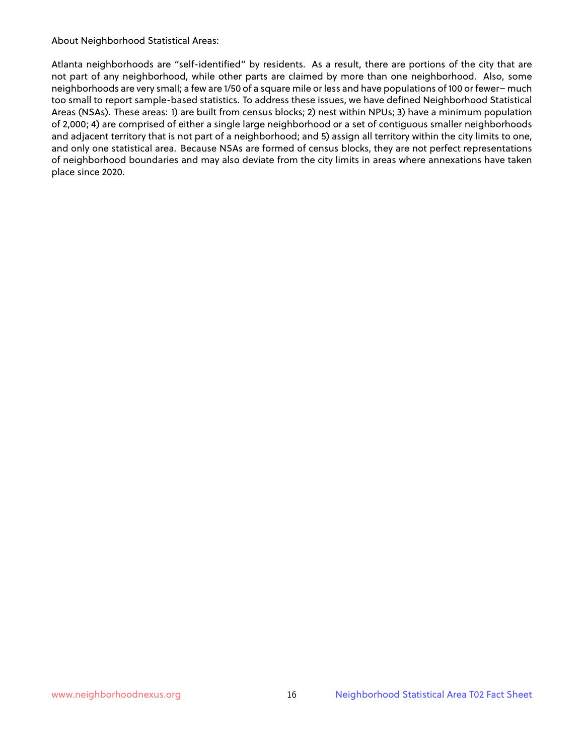About Neighborhood Statistical Areas:

Atlanta neighborhoods are "self-identified" by residents. As a result, there are portions of the city that are not part of any neighborhood, while other parts are claimed by more than one neighborhood. Also, some neighborhoods are very small; a few are 1/50 of a square mile or less and have populations of 100 or fewer– much too small to report sample-based statistics. To address these issues, we have defined Neighborhood Statistical Areas (NSAs). These areas: 1) are built from census blocks; 2) nest within NPUs; 3) have a minimum population of 2,000; 4) are comprised of either a single large neighborhood or a set of contiguous smaller neighborhoods and adjacent territory that is not part of a neighborhood; and 5) assign all territory within the city limits to one, and only one statistical area. Because NSAs are formed of census blocks, they are not perfect representations of neighborhood boundaries and may also deviate from the city limits in areas where annexations have taken place since 2020.